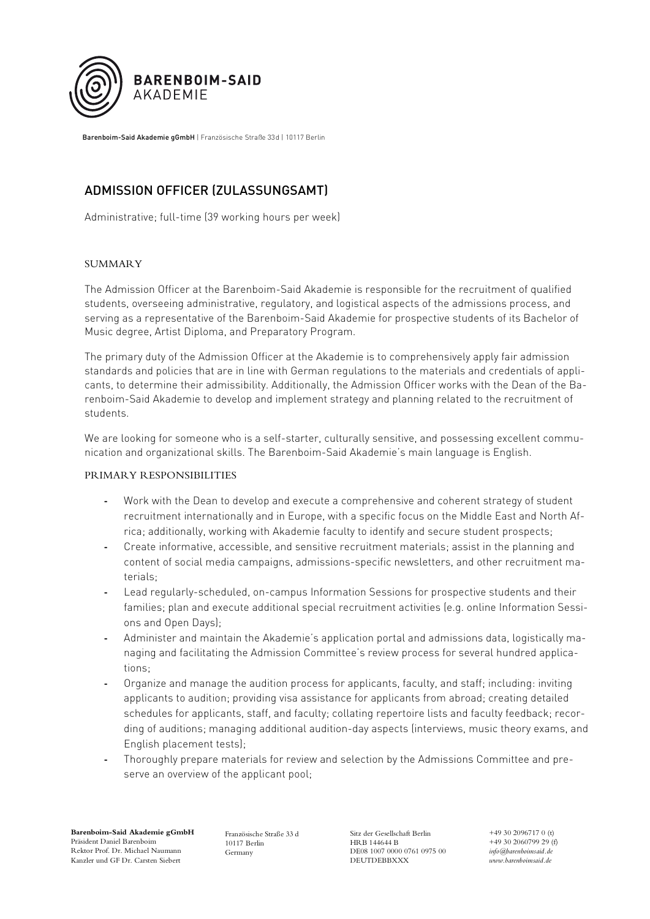Barenboim-Said Akademie gGmbH | Französische Straße 33d | 10117 Berlin

# ADMISSION OFFICER (ZULASSUNGSAMT)

Administrative; full-time (39 working hours per week)

## SUMMARY

The Admission Officer at the Barenboim-Said Akademie is responsible for the recruitment of qualified students, overseeing administrative, regulatory, and logistical aspects of the admissions process, and serving as a representative of the Barenboim-Said Akademie for prospective students of its Bachelor of Music degree, Artist Diploma, and Preparatory Program.

The primary duty of the Admission Officer at the Akademie is to comprehensively apply fair admission standards and policies that are in line with German regulations to the materials and credentials of applicants, to determine their admissibility. Additionally, the Admission Officer works with the Dean of the Barenboim-Said Akademie to develop and implement strategy and planning related to the recruitment of students.

We are looking for someone who is a self-starter, culturally sensitive, and possessing excellent communication and organizational skills. The Barenboim-Said Akademie's main language is English.

## PRIMARY RESPONSIBILITIES

- Work with the Dean to develop and execute a comprehensive and coherent strategy of student recruitment internationally and in Europe, with a specific focus on the Middle East and North Africa; additionally, working with Akademie faculty to identify and secure student prospects;
- Create informative, accessible, and sensitive recruitment materials; assist in the planning and content of social media campaigns, admissions-specific newsletters, and other recruitment materials;
- Lead regularly-scheduled, on-campus Information Sessions for prospective students and their families; plan and execute additional special recruitment activities (e.g. online Information Sessions and Open Days);
- Administer and maintain the Akademie's application portal and admissions data, logistically managing and facilitating the Admission Committee's review process for several hundred applications;
- Organize and manage the audition process for applicants, faculty, and staff; including: inviting applicants to audition; providing visa assistance for applicants from abroad; creating detailed schedules for applicants, staff, and faculty; collating repertoire lists and faculty feedback; recording of auditions; managing additional audition-day aspects (interviews, music theory exams, and English placement tests);
- Thoroughly prepare materials for review and selection by the Admissions Committee and preserve an overview of the applicant pool;

**Barenboim-Said Akademie gGmbH**
Präsident Daniel Barenboim
Rektor Prof. Dr. Michael Naumann
Kanzler und GF Dr. Carsten Siebert

Französische Straße 33 d
10117 Berlin
Germany

Sitz der Gesellschaft Berlin
HRB 144644 B
DE08 1007 0000 0761 0975 00
DEUTDEBBXXX

+49 30 2096717 0 (t)
+49 30 2060799 29 (f)
*info@barenboimsaid.de*
*www.barenboimsaid.de*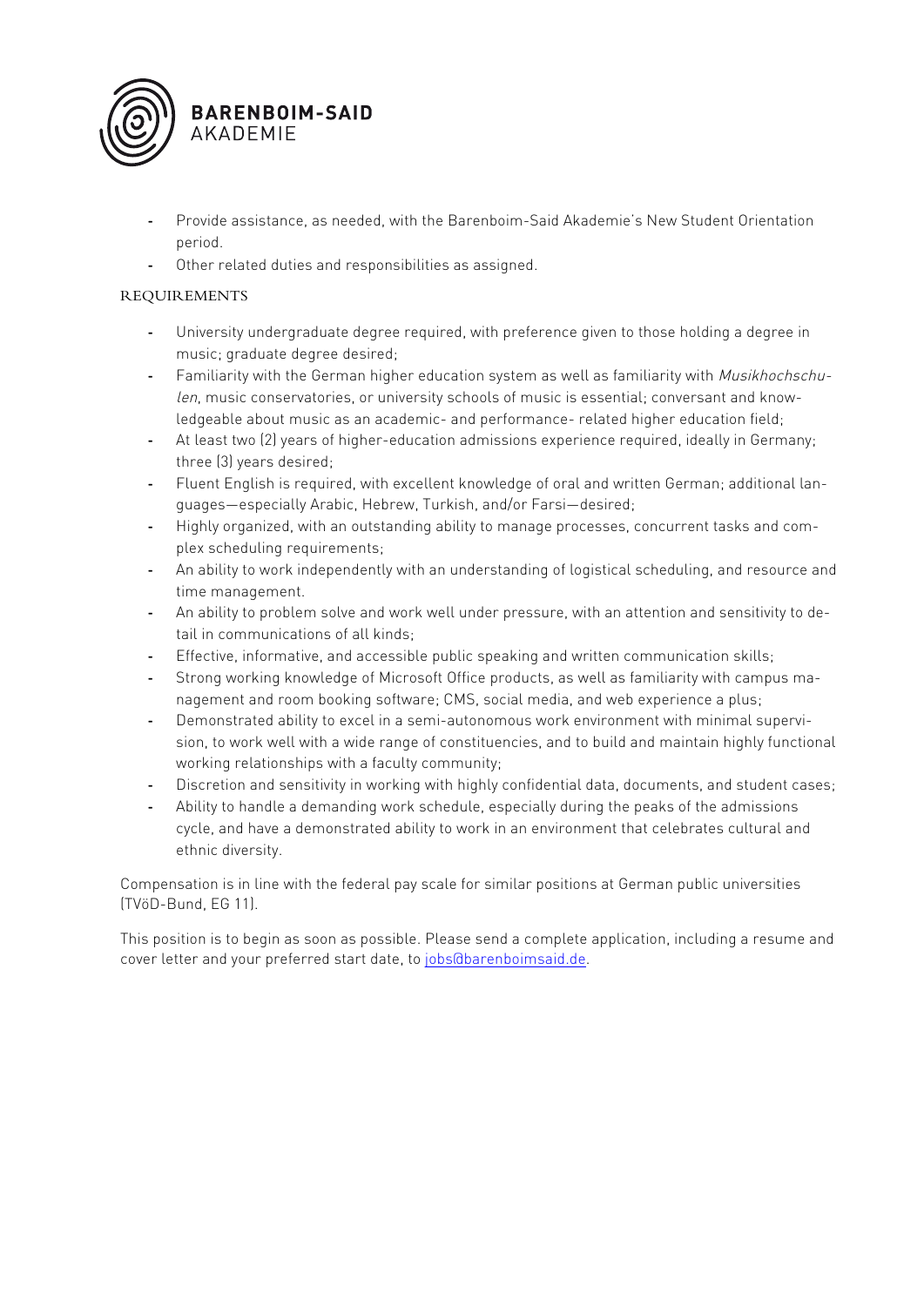- Provide assistance, as needed, with the Barenboim-Said Akademie's New Student Orientation period.
- Other related duties and responsibilities as assigned.

## REQUIREMENTS

- University undergraduate degree required, with preference given to those holding a degree in music; graduate degree desired;
- Familiarity with the German higher education system as well as familiarity with *Musikhochschulen*, music conservatories, or university schools of music is essential; conversant and knowledgeable about music as an academic- and performance- related higher education field;
- At least two (2) years of higher-education admissions experience required, ideally in Germany; three (3) years desired;
- Fluent English is required, with excellent knowledge of oral and written German; additional languages—especially Arabic, Hebrew, Turkish, and/or Farsi—desired;
- Highly organized, with an outstanding ability to manage processes, concurrent tasks and complex scheduling requirements;
- An ability to work independently with an understanding of logistical scheduling, and resource and time management.
- An ability to problem solve and work well under pressure, with an attention and sensitivity to detail in communications of all kinds;
- Effective, informative, and accessible public speaking and written communication skills;
- Strong working knowledge of Microsoft Office products, as well as familiarity with campus management and room booking software; CMS, social media, and web experience a plus;
- Demonstrated ability to excel in a semi-autonomous work environment with minimal supervision, to work well with a wide range of constituencies, and to build and maintain highly functional working relationships with a faculty community;
- Discretion and sensitivity in working with highly confidential data, documents, and student cases;
- Ability to handle a demanding work schedule, especially during the peaks of the admissions cycle, and have a demonstrated ability to work in an environment that celebrates cultural and ethnic diversity.

Compensation is in line with the federal pay scale for similar positions at German public universities (TVöD-Bund, EG 11).

This position is to begin as soon as possible. Please send a complete application, including a resume and cover letter and your preferred start date, to jobs@barenboimsaid.de.